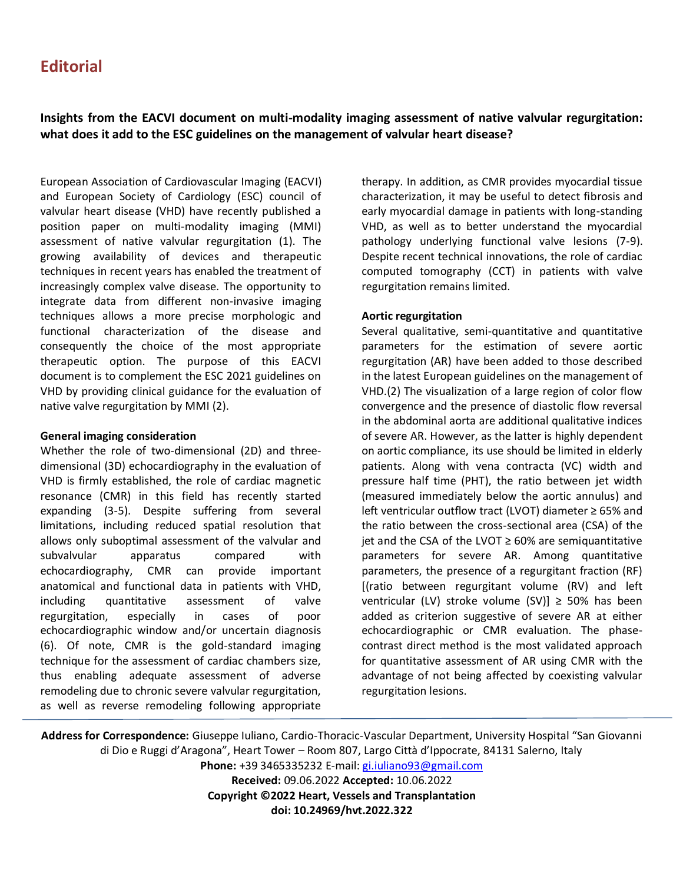# Editorial

**Insights from the EACVI document on multi-modality imaging assessment of native valvular regurgitation: what does it add to the ESC guidelines on the management of valvular heart disease?**

European Association of Cardiovascular Imaging (EACVI) and European Society of Cardiology (ESC) council of valvular heart disease (VHD) have recently published a position paper on multi-modality imaging (MMI) assessment of native valvular regurgitation (1). The growing availability of devices and therapeutic techniques in recent years has enabled the treatment of increasingly complex valve disease. The opportunity to integrate data from different non-invasive imaging techniques allows a more precise morphologic and functional characterization of the disease and consequently the choice of the most appropriate therapeutic option. The purpose of this EACVI document is to complement the ESC 2021 guidelines on VHD by providing clinical guidance for the evaluation of native valve regurgitation by MMI (2).

**General imaging consideration**

Whether the role of two-dimensional (2D) and three-dimensional (3D) echocardiography in the evaluation of VHD is firmly established, the role of cardiac magnetic resonance (CMR) in this field has recently started expanding (3-5). Despite suffering from several limitations, including reduced spatial resolution that allows only suboptimal assessment of the valvular and subvalvular apparatus compared with echocardiography, CMR can provide important anatomical and functional data in patients with VHD, including quantitative assessment of valve regurgitation, especially in cases of poor echocardiographic window and/or uncertain diagnosis (6). Of note, CMR is the gold-standard imaging technique for the assessment of cardiac chambers size, thus enabling adequate assessment of adverse remodeling due to chronic severe valvular regurgitation, as well as reverse remodeling following appropriate therapy. In addition, as CMR provides myocardial tissue characterization, it may be useful to detect fibrosis and early myocardial damage in patients with long-standing VHD, as well as to better understand the myocardial pathology underlying functional valve lesions (7-9). Despite recent technical innovations, the role of cardiac computed tomography (CCT) in patients with valve regurgitation remains limited.

**Aortic regurgitation**

Several qualitative, semi-quantitative and quantitative parameters for the estimation of severe aortic regurgitation (AR) have been added to those described in the latest European guidelines on the management of VHD.(2) The visualization of a large region of color flow convergence and the presence of diastolic flow reversal in the abdominal aorta are additional qualitative indices of severe AR. However, as the latter is highly dependent on aortic compliance, its use should be limited in elderly patients. Along with vena contracta (VC) width and pressure half time (PHT), the ratio between jet width (measured immediately below the aortic annulus) and left ventricular outflow tract (LVOT) diameter ≥ 65% and the ratio between the cross-sectional area (CSA) of the jet and the CSA of the LVOT ≥ 60% are semiquantitative parameters for severe AR. Among quantitative parameters, the presence of a regurgitant fraction (RF) [(ratio between regurgitant volume (RV) and left ventricular (LV) stroke volume (SV)] ≥ 50% has been added as criterion suggestive of severe AR at either echocardiographic or CMR evaluation. The phase-contrast direct method is the most validated approach for quantitative assessment of AR using CMR with the advantage of not being affected by coexisting valvular regurgitation lesions.

**Address for Correspondence:** Giuseppe Iuliano, Cardio-Thoracic-Vascular Department, University Hospital "San Giovanni di Dio e Ruggi d'Aragona", Heart Tower – Room 807, Largo Città d'Ippocrate, 84131 Salerno, Italy
**Phone:** +39 3465335232 E-mail: gi.iuliano93@gmail.com
**Received:** 09.06.2022 **Accepted:** 10.06.2022
**Copyright ©2022 Heart, Vessels and Transplantation**
**doi: 10.24969/hvt.2022.322**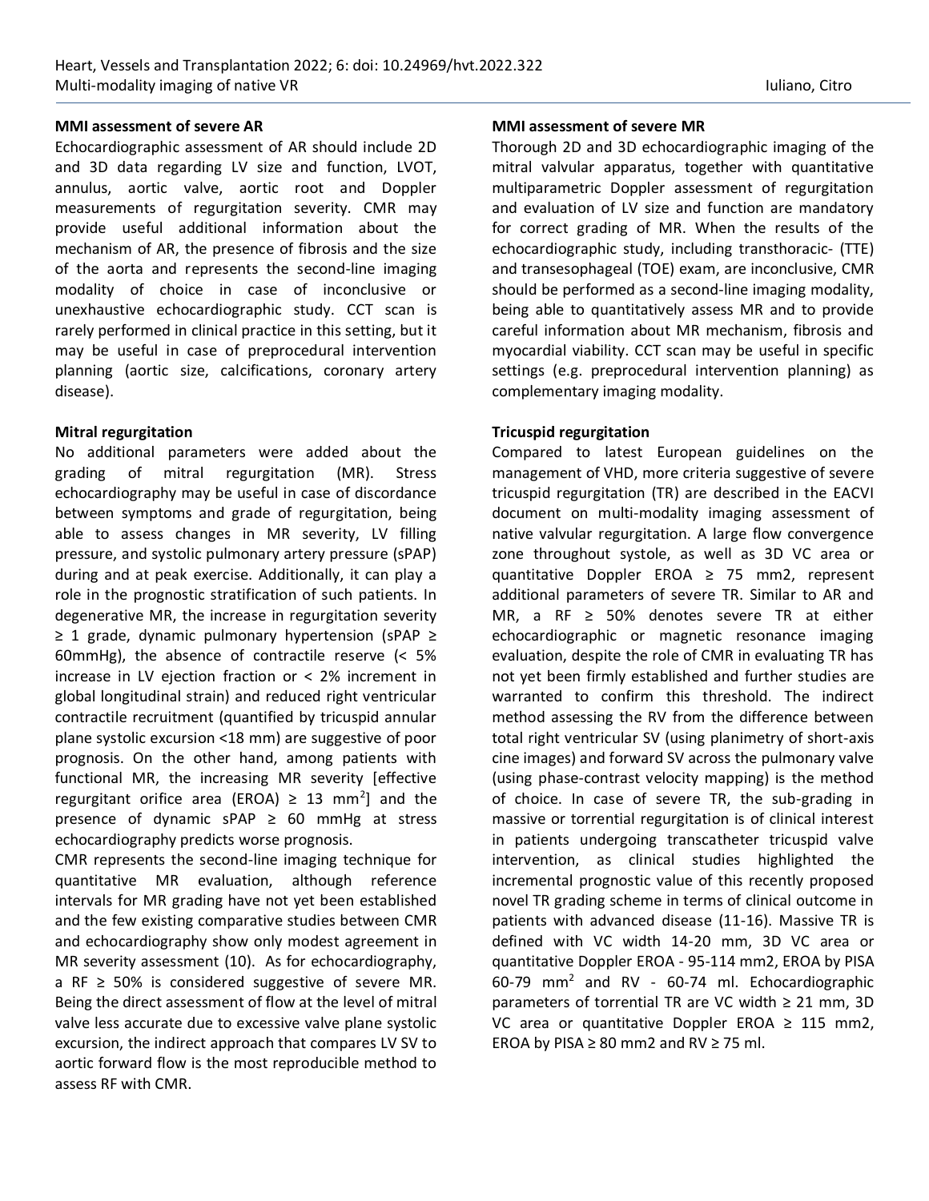### MMI assessment of severe AR

Echocardiographic assessment of AR should include 2D and 3D data regarding LV size and function, LVOT, annulus, aortic valve, aortic root and Doppler measurements of regurgitation severity. CMR may provide useful additional information about the mechanism of AR, the presence of fibrosis and the size of the aorta and represents the second-line imaging modality of choice in case of inconclusive or unexhaustive echocardiographic study. CCT scan is rarely performed in clinical practice in this setting, but it may be useful in case of preprocedural intervention planning (aortic size, calcifications, coronary artery disease).

### Mitral regurgitation

No additional parameters were added about the grading of mitral regurgitation (MR). Stress echocardiography may be useful in case of discordance between symptoms and grade of regurgitation, being able to assess changes in MR severity, LV filling pressure, and systolic pulmonary artery pressure (sPAP) during and at peak exercise. Additionally, it can play a role in the prognostic stratification of such patients. In degenerative MR, the increase in regurgitation severity ≥ 1 grade, dynamic pulmonary hypertension (sPAP ≥ 60mmHg), the absence of contractile reserve (< 5% increase in LV ejection fraction or < 2% increment in global longitudinal strain) and reduced right ventricular contractile recruitment (quantified by tricuspid annular plane systolic excursion <18 mm) are suggestive of poor prognosis. On the other hand, among patients with functional MR, the increasing MR severity [effective regurgitant orifice area (EROA) ≥ 13 $mm^2$] and the presence of dynamic sPAP ≥ 60 mmHg at stress echocardiography predicts worse prognosis.

CMR represents the second-line imaging technique for quantitative MR evaluation, although reference intervals for MR grading have not yet been established and the few existing comparative studies between CMR and echocardiography show only modest agreement in MR severity assessment (10). As for echocardiography, a RF ≥ 50% is considered suggestive of severe MR. Being the direct assessment of flow at the level of mitral valve less accurate due to excessive valve plane systolic excursion, the indirect approach that compares LV SV to aortic forward flow is the most reproducible method to assess RF with CMR.

### MMI assessment of severe MR

Thorough 2D and 3D echocardiographic imaging of the mitral valvular apparatus, together with quantitative multiparametric Doppler assessment of regurgitation and evaluation of LV size and function are mandatory for correct grading of MR. When the results of the echocardiographic study, including transthoracic- (TTE) and transesophageal (TOE) exam, are inconclusive, CMR should be performed as a second-line imaging modality, being able to quantitatively assess MR and to provide careful information about MR mechanism, fibrosis and myocardial viability. CCT scan may be useful in specific settings (e.g. preprocedural intervention planning) as complementary imaging modality.

### Tricuspid regurgitation

Compared to latest European guidelines on the management of VHD, more criteria suggestive of severe tricuspid regurgitation (TR) are described in the EACVI document on multi-modality imaging assessment of native valvular regurgitation. A large flow convergence zone throughout systole, as well as 3D VC area or quantitative Doppler EROA ≥ 75 mm2, represent additional parameters of severe TR. Similar to AR and MR, a RF ≥ 50% denotes severe TR at either echocardiographic or magnetic resonance imaging evaluation, despite the role of CMR in evaluating TR has not yet been firmly established and further studies are warranted to confirm this threshold. The indirect method assessing the RV from the difference between total right ventricular SV (using planimetry of short-axis cine images) and forward SV across the pulmonary valve (using phase-contrast velocity mapping) is the method of choice. In case of severe TR, the sub-grading in massive or torrential regurgitation is of clinical interest in patients undergoing transcatheter tricuspid valve intervention, as clinical studies highlighted the incremental prognostic value of this recently proposed novel TR grading scheme in terms of clinical outcome in patients with advanced disease (11-16). Massive TR is defined with VC width 14-20 mm, 3D VC area or quantitative Doppler EROA - 95-114 mm2, EROA by PISA 60-79 $mm^2$ and RV - 60-74 ml. Echocardiographic parameters of torrential TR are VC width ≥ 21 mm, 3D VC area or quantitative Doppler EROA ≥ 115 mm2, EROA by PISA ≥ 80 mm2 and RV ≥ 75 ml.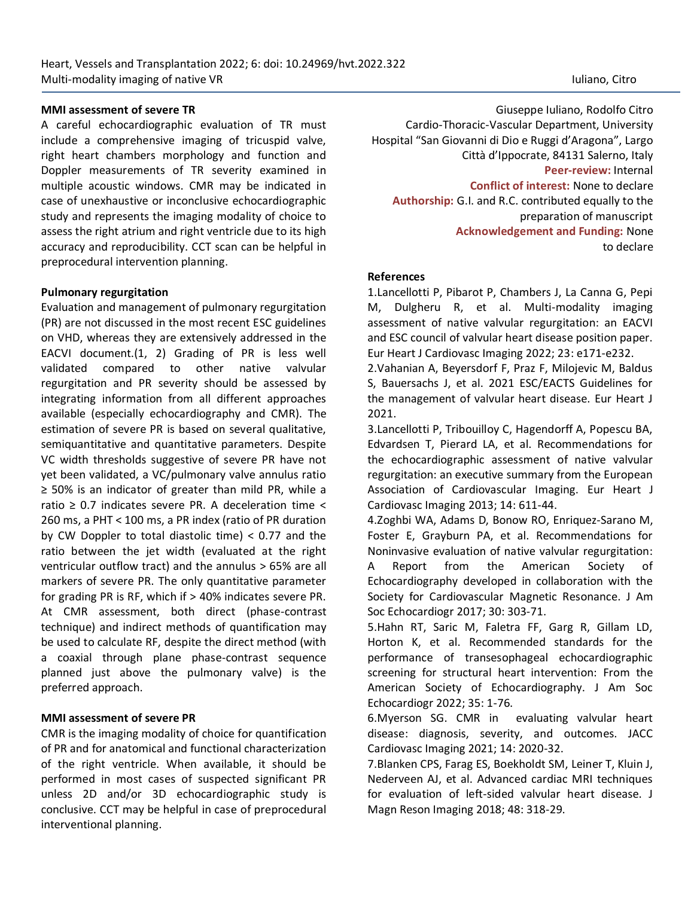### MMI assessment of severe TR

A careful echocardiographic evaluation of TR must include a comprehensive imaging of tricuspid valve, right heart chambers morphology and function and Doppler measurements of TR severity examined in multiple acoustic windows. CMR may be indicated in case of unexhaustive or inconclusive echocardiographic study and represents the imaging modality of choice to assess the right atrium and right ventricle due to its high accuracy and reproducibility. CCT scan can be helpful in preprocedural intervention planning.

### Pulmonary regurgitation

Evaluation and management of pulmonary regurgitation (PR) are not discussed in the most recent ESC guidelines on VHD, whereas they are extensively addressed in the EACVI document.(1, 2) Grading of PR is less well validated compared to other native valvular regurgitation and PR severity should be assessed by integrating information from all different approaches available (especially echocardiography and CMR). The estimation of severe PR is based on several qualitative, semiquantitative and quantitative parameters. Despite VC width thresholds suggestive of severe PR have not yet been validated, a VC/pulmonary valve annulus ratio ≥ 50% is an indicator of greater than mild PR, while a ratio ≥ 0.7 indicates severe PR. A deceleration time < 260 ms, a PHT < 100 ms, a PR index (ratio of PR duration by CW Doppler to total diastolic time) < 0.77 and the ratio between the jet width (evaluated at the right ventricular outflow tract) and the annulus > 65% are all markers of severe PR. The only quantitative parameter for grading PR is RF, which if > 40% indicates severe PR. At CMR assessment, both direct (phase-contrast technique) and indirect methods of quantification may be used to calculate RF, despite the direct method (with a coaxial through plane phase-contrast sequence planned just above the pulmonary valve) is the preferred approach.

### MMI assessment of severe PR

CMR is the imaging modality of choice for quantification of PR and for anatomical and functional characterization of the right ventricle. When available, it should be performed in most cases of suspected significant PR unless 2D and/or 3D echocardiographic study is conclusive. CCT may be helpful in case of preprocedural interventional planning.

Giuseppe Iuliano, Rodolfo Citro
Cardio-Thoracic-Vascular Department, University Hospital "San Giovanni di Dio e Ruggi d'Aragona", Largo Città d'Ippocrate, 84131 Salerno, Italy

**Peer-review:** Internal
**Conflict of interest:** None to declare
**Authorship:** G.I. and R.C. contributed equally to the preparation of manuscript
**Acknowledgement and Funding:** None to declare

### References

1. Lancellotti P, Pibarot P, Chambers J, La Canna G, Pepi M, Dulgheru R, et al. Multi-modality imaging assessment of native valvular regurgitation: an EACVI and ESC council of valvular heart disease position paper. Eur Heart J Cardiovasc Imaging 2022; 23: e171-e232.
2. Vahanian A, Beyersdorf F, Praz F, Milojevic M, Baldus S, Bauersachs J, et al. 2021 ESC/EACTS Guidelines for the management of valvular heart disease. Eur Heart J 2021.
3. Lancellotti P, Tribouilloy C, Hagendorff A, Popescu BA, Edvardsen T, Pierard LA, et al. Recommendations for the echocardiographic assessment of native valvular regurgitation: an executive summary from the European Association of Cardiovascular Imaging. Eur Heart J Cardiovasc Imaging 2013; 14: 611-44.
4. Zoghbi WA, Adams D, Bonow RO, Enriquez-Sarano M, Foster E, Grayburn PA, et al. Recommendations for Noninvasive evaluation of native valvular regurgitation: A Report from the American Society of Echocardiography developed in collaboration with the Society for Cardiovascular Magnetic Resonance. J Am Soc Echocardiogr 2017; 30: 303-71.
5. Hahn RT, Saric M, Faletra FF, Garg R, Gillam LD, Horton K, et al. Recommended standards for the performance of transesophageal echocardiographic screening for structural heart intervention: From the American Society of Echocardiography. J Am Soc Echocardiogr 2022; 35: 1-76.
6. Myerson SG. CMR in evaluating valvular heart disease: diagnosis, severity, and outcomes. JACC Cardiovasc Imaging 2021; 14: 2020-32.
7. Blanken CPS, Farag ES, Boekholdt SM, Leiner T, Kluin J, Nederveen AJ, et al. Advanced cardiac MRI techniques for evaluation of left-sided valvular heart disease. J Magn Reson Imaging 2018; 48: 318-29.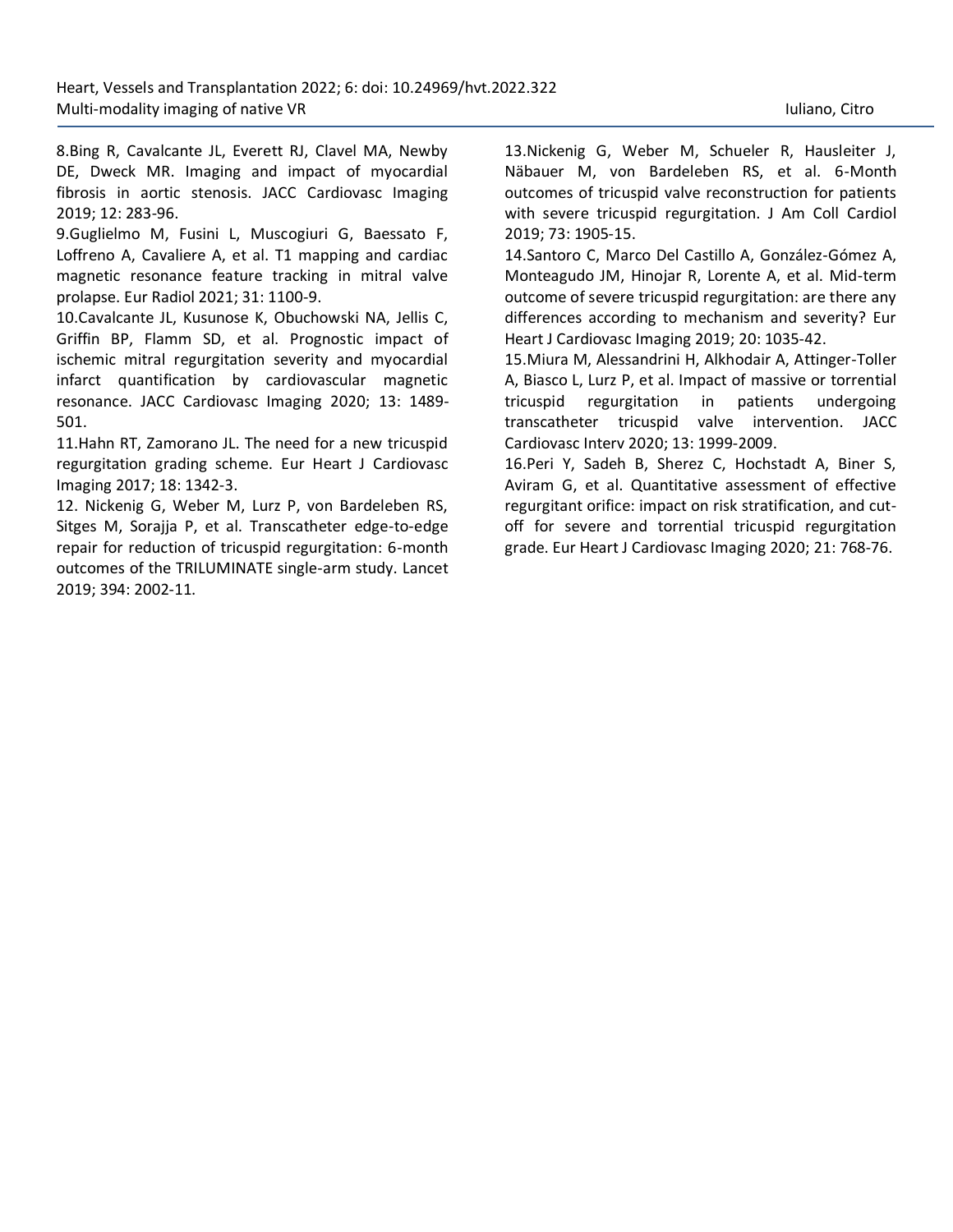8.Bing R, Cavalcante JL, Everett RJ, Clavel MA, Newby DE, Dweck MR. Imaging and impact of myocardial fibrosis in aortic stenosis. JACC Cardiovasc Imaging 2019; 12: 283-96.

9.Guglielmo M, Fusini L, Muscogiuri G, Baessato F, Loffreno A, Cavaliere A, et al. T1 mapping and cardiac magnetic resonance feature tracking in mitral valve prolapse. Eur Radiol 2021; 31: 1100-9.

10.Cavalcante JL, Kusunose K, Obuchowski NA, Jellis C, Griffin BP, Flamm SD, et al. Prognostic impact of ischemic mitral regurgitation severity and myocardial infarct quantification by cardiovascular magnetic resonance. JACC Cardiovasc Imaging 2020; 13: 1489-501.

11.Hahn RT, Zamorano JL. The need for a new tricuspid regurgitation grading scheme. Eur Heart J Cardiovasc Imaging 2017; 18: 1342-3.

12. Nickenig G, Weber M, Lurz P, von Bardeleben RS, Sitges M, Sorajja P, et al. Transcatheter edge-to-edge repair for reduction of tricuspid regurgitation: 6-month outcomes of the TRILUMINATE single-arm study. Lancet 2019; 394: 2002-11.

13.Nickenig G, Weber M, Schueler R, Hausleiter J, Näbauer M, von Bardeleben RS, et al. 6-Month outcomes of tricuspid valve reconstruction for patients with severe tricuspid regurgitation. J Am Coll Cardiol 2019; 73: 1905-15.

14.Santoro C, Marco Del Castillo A, González-Gómez A, Monteagudo JM, Hinojar R, Lorente A, et al. Mid-term outcome of severe tricuspid regurgitation: are there any differences according to mechanism and severity? Eur Heart J Cardiovasc Imaging 2019; 20: 1035-42.

15.Miura M, Alessandrini H, Alkhodair A, Attinger-Toller A, Biasco L, Lurz P, et al. Impact of massive or torrential tricuspid regurgitation in patients undergoing transcatheter tricuspid valve intervention. JACC Cardiovasc Interv 2020; 13: 1999-2009.

16.Peri Y, Sadeh B, Sherez C, Hochstadt A, Biner S, Aviram G, et al. Quantitative assessment of effective regurgitant orifice: impact on risk stratification, and cut-off for severe and torrential tricuspid regurgitation grade. Eur Heart J Cardiovasc Imaging 2020; 21: 768-76.